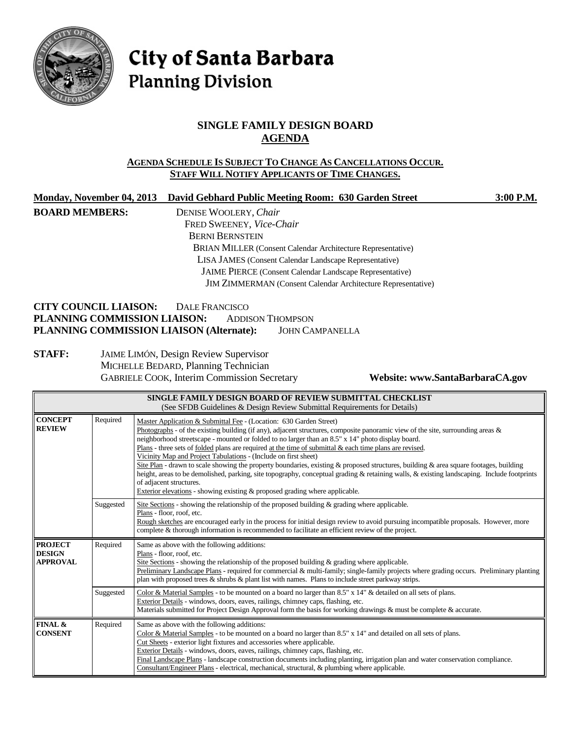# City of Santa Barbara
## Planning Division

## SINGLE FAMILY DESIGN BOARD
## AGENDA

**AGENDA SCHEDULE IS SUBJECT TO CHANGE AS CANCELLATIONS OCCUR.**
**STAFF WILL NOTIFY APPLICANTS OF TIME CHANGES.**

**Monday, November 04, 2013 David Gebhard Public Meeting Room: 630 Garden Street 3:00 P.M.**

**BOARD MEMBERS:**
DENISE WOOLERY, *Chair*
FRED SWEENEY, *Vice-Chair*
BERNI BERNSTEIN
BRIAN MILLER (Consent Calendar Architecture Representative)
LISA JAMES (Consent Calendar Landscape Representative)
JAIME PIERCE (Consent Calendar Landscape Representative)
JIM ZIMMERMAN (Consent Calendar Architecture Representative)

**CITY COUNCIL LIAISON:** DALE FRANCISCO
**PLANNING COMMISSION LIAISON:** ADDISON THOMPSON
**PLANNING COMMISSION LIAISON (Alternate):** JOHN CAMPANELLA

**STAFF:**
JAIME LIMÓN, Design Review Supervisor
MICHELLE BEDARD, Planning Technician
GABRIELE COOK, Interim Commission Secretary

**Website: www.SantaBarbaraCA.gov**

| **SINGLE FAMILY DESIGN BOARD OF REVIEW SUBMITTAL CHECKLIST** (See SFDB Guidelines & Design Review Submittal Requirements for Details) | | |
|---|---|---|
| **CONCEPT REVIEW** | Required | Master Application & Submittal Fee - (Location: 630 Garden Street)<br>Photographs - of the existing building (if any), adjacent structures, composite panoramic view of the site, surrounding areas & neighborhood streetscape - mounted or folded to no larger than an 8.5" x 14" photo display board.<br>Plans - three sets of folded plans are required at the time of submittal & each time plans are revised.<br>Vicinity Map and Project Tabulations - (Include on first sheet)<br>Site Plan - drawn to scale showing the property boundaries, existing & proposed structures, building & area square footages, building height, areas to be demolished, parking, site topography, conceptual grading & retaining walls, & existing landscaping. Include footprints of adjacent structures.<br>Exterior elevations - showing existing & proposed grading where applicable. |
| | Suggested | Site Sections - showing the relationship of the proposed building & grading where applicable.<br>Plans - floor, roof, etc.<br>Rough sketches are encouraged early in the process for initial design review to avoid pursuing incompatible proposals. However, more complete & thorough information is recommended to facilitate an efficient review of the project. |
| **PROJECT DESIGN APPROVAL** | Required | Same as above with the following additions:<br>Plans - floor, roof, etc.<br>Site Sections - showing the relationship of the proposed building & grading where applicable.<br>Preliminary Landscape Plans - required for commercial & multi-family; single-family projects where grading occurs. Preliminary planting plan with proposed trees & shrubs & plant list with names. Plans to include street parkway strips. |
| | Suggested | Color & Material Samples - to be mounted on a board no larger than 8.5" x 14" & detailed on all sets of plans.<br>Exterior Details - windows, doors, eaves, railings, chimney caps, flashing, etc.<br>Materials submitted for Project Design Approval form the basis for working drawings & must be complete & accurate. |
| **FINAL & CONSENT** | Required | Same as above with the following additions:<br>Color & Material Samples - to be mounted on a board no larger than 8.5" x 14" and detailed on all sets of plans.<br>Cut Sheets - exterior light fixtures and accessories where applicable.<br>Exterior Details - windows, doors, eaves, railings, chimney caps, flashing, etc.<br>Final Landscape Plans - landscape construction documents including planting, irrigation plan and water conservation compliance.<br>Consultant/Engineer Plans - electrical, mechanical, structural, & plumbing where applicable. |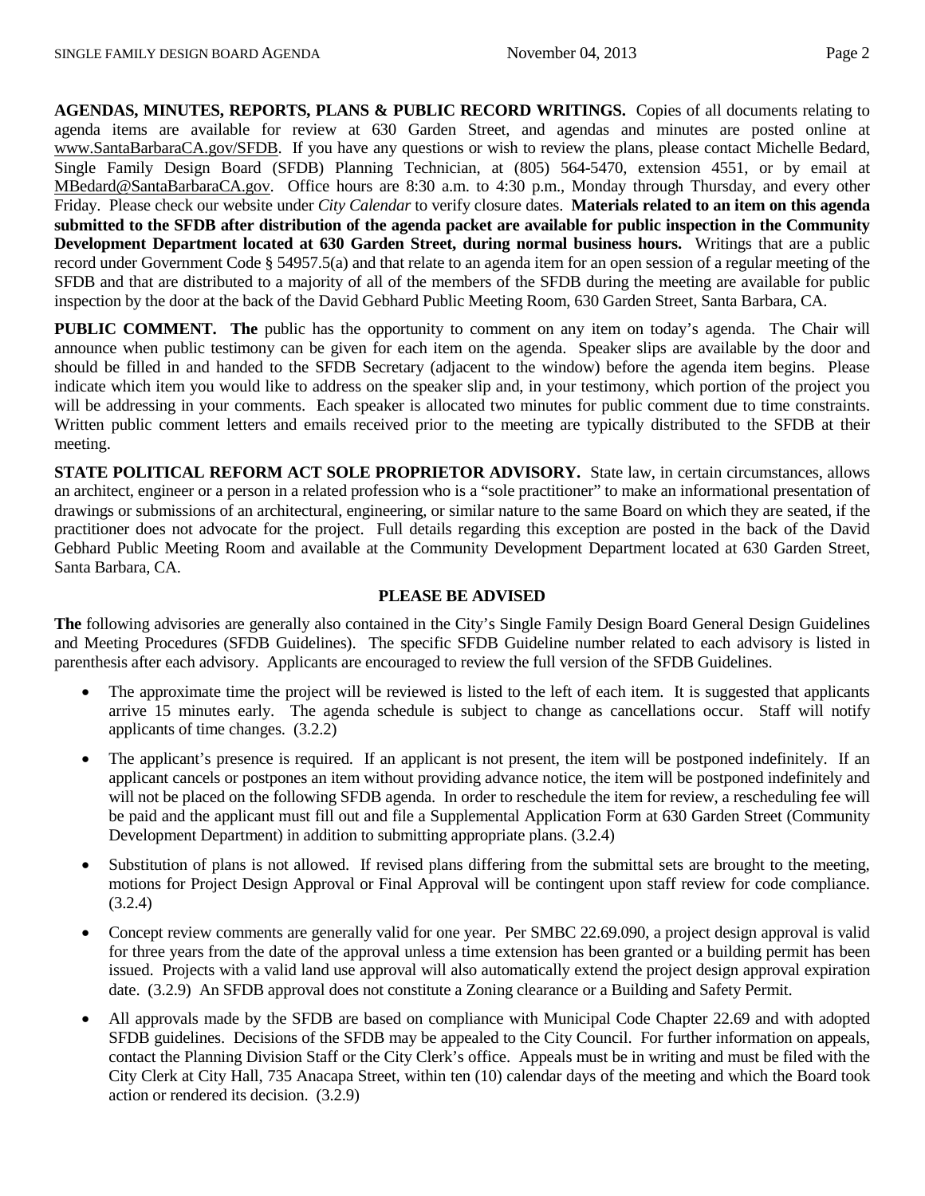**AGENDAS, MINUTES, REPORTS, PLANS & PUBLIC RECORD WRITINGS.** Copies of all documents relating to agenda items are available for review at 630 Garden Street, and agendas and minutes are posted online at www.SantaBarbaraCA.gov/SFDB. If you have any questions or wish to review the plans, please contact Michelle Bedard, Single Family Design Board (SFDB) Planning Technician, at (805) 564-5470, extension 4551, or by email at MBedard@SantaBarbaraCA.gov. Office hours are 8:30 a.m. to 4:30 p.m., Monday through Thursday, and every other Friday. Please check our website under *City Calendar* to verify closure dates. **Materials related to an item on this agenda submitted to the SFDB after distribution of the agenda packet are available for public inspection in the Community Development Department located at 630 Garden Street, during normal business hours.** Writings that are a public record under Government Code § 54957.5(a) and that relate to an agenda item for an open session of a regular meeting of the SFDB and that are distributed to a majority of all of the members of the SFDB during the meeting are available for public inspection by the door at the back of the David Gebhard Public Meeting Room, 630 Garden Street, Santa Barbara, CA.

**PUBLIC COMMENT. The** public has the opportunity to comment on any item on today's agenda. The Chair will announce when public testimony can be given for each item on the agenda. Speaker slips are available by the door and should be filled in and handed to the SFDB Secretary (adjacent to the window) before the agenda item begins. Please indicate which item you would like to address on the speaker slip and, in your testimony, which portion of the project you will be addressing in your comments. Each speaker is allocated two minutes for public comment due to time constraints. Written public comment letters and emails received prior to the meeting are typically distributed to the SFDB at their meeting.

**STATE POLITICAL REFORM ACT SOLE PROPRIETOR ADVISORY.** State law, in certain circumstances, allows an architect, engineer or a person in a related profession who is a "sole practitioner" to make an informational presentation of drawings or submissions of an architectural, engineering, or similar nature to the same Board on which they are seated, if the practitioner does not advocate for the project. Full details regarding this exception are posted in the back of the David Gebhard Public Meeting Room and available at the Community Development Department located at 630 Garden Street, Santa Barbara, CA.

**PLEASE BE ADVISED**

**The** following advisories are generally also contained in the City's Single Family Design Board General Design Guidelines and Meeting Procedures (SFDB Guidelines). The specific SFDB Guideline number related to each advisory is listed in parenthesis after each advisory. Applicants are encouraged to review the full version of the SFDB Guidelines.

- The approximate time the project will be reviewed is listed to the left of each item. It is suggested that applicants arrive 15 minutes early. The agenda schedule is subject to change as cancellations occur. Staff will notify applicants of time changes. (3.2.2)
- The applicant's presence is required. If an applicant is not present, the item will be postponed indefinitely. If an applicant cancels or postpones an item without providing advance notice, the item will be postponed indefinitely and will not be placed on the following SFDB agenda. In order to reschedule the item for review, a rescheduling fee will be paid and the applicant must fill out and file a Supplemental Application Form at 630 Garden Street (Community Development Department) in addition to submitting appropriate plans. (3.2.4)
- Substitution of plans is not allowed. If revised plans differing from the submittal sets are brought to the meeting, motions for Project Design Approval or Final Approval will be contingent upon staff review for code compliance. (3.2.4)
- Concept review comments are generally valid for one year. Per SMBC 22.69.090, a project design approval is valid for three years from the date of the approval unless a time extension has been granted or a building permit has been issued. Projects with a valid land use approval will also automatically extend the project design approval expiration date. (3.2.9) An SFDB approval does not constitute a Zoning clearance or a Building and Safety Permit.
- All approvals made by the SFDB are based on compliance with Municipal Code Chapter 22.69 and with adopted SFDB guidelines. Decisions of the SFDB may be appealed to the City Council. For further information on appeals, contact the Planning Division Staff or the City Clerk's office. Appeals must be in writing and must be filed with the City Clerk at City Hall, 735 Anacapa Street, within ten (10) calendar days of the meeting and which the Board took action or rendered its decision. (3.2.9)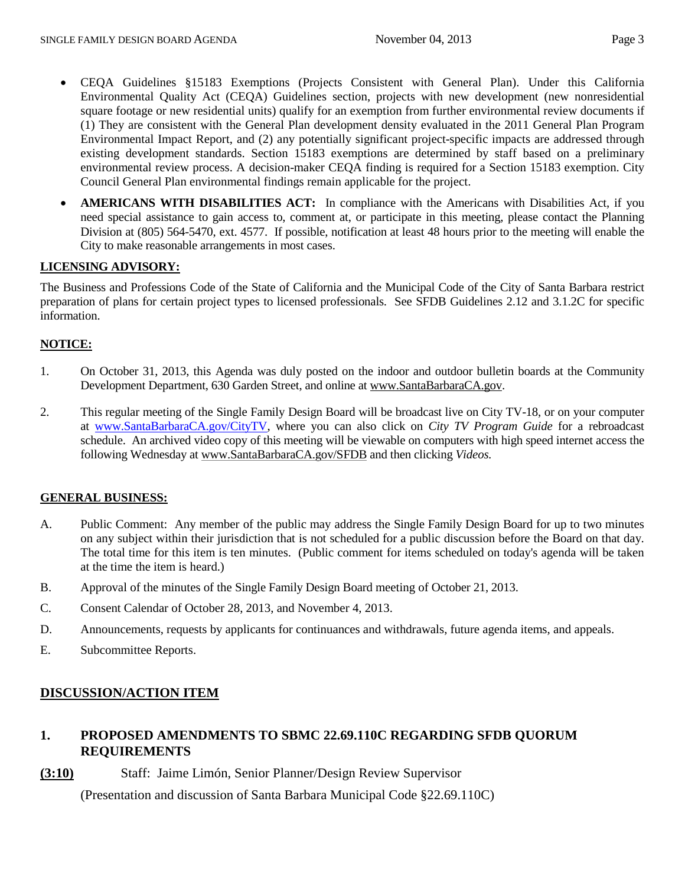- CEQA Guidelines §15183 Exemptions (Projects Consistent with General Plan). Under this California Environmental Quality Act (CEQA) Guidelines section, projects with new development (new nonresidential square footage or new residential units) qualify for an exemption from further environmental review documents if (1) They are consistent with the General Plan development density evaluated in the 2011 General Plan Program Environmental Impact Report, and (2) any potentially significant project-specific impacts are addressed through existing development standards. Section 15183 exemptions are determined by staff based on a preliminary environmental review process. A decision-maker CEQA finding is required for a Section 15183 exemption. City Council General Plan environmental findings remain applicable for the project.
- **AMERICANS WITH DISABILITIES ACT:** In compliance with the Americans with Disabilities Act, if you need special assistance to gain access to, comment at, or participate in this meeting, please contact the Planning Division at (805) 564-5470, ext. 4577. If possible, notification at least 48 hours prior to the meeting will enable the City to make reasonable arrangements in most cases.

## LICENSING ADVISORY:

The Business and Professions Code of the State of California and the Municipal Code of the City of Santa Barbara restrict preparation of plans for certain project types to licensed professionals. See SFDB Guidelines 2.12 and 3.1.2C for specific information.

## NOTICE:

1. On October 31, 2013, this Agenda was duly posted on the indoor and outdoor bulletin boards at the Community Development Department, 630 Garden Street, and online at www.SantaBarbaraCA.gov.
2. This regular meeting of the Single Family Design Board will be broadcast live on City TV-18, or on your computer at www.SantaBarbaraCA.gov/CityTV, where you can also click on *City TV Program Guide* for a rebroadcast schedule. An archived video copy of this meeting will be viewable on computers with high speed internet access the following Wednesday at www.SantaBarbaraCA.gov/SFDB and then clicking *Videos.*

## GENERAL BUSINESS:

A. Public Comment: Any member of the public may address the Single Family Design Board for up to two minutes on any subject within their jurisdiction that is not scheduled for a public discussion before the Board on that day. The total time for this item is ten minutes. (Public comment for items scheduled on today's agenda will be taken at the time the item is heard.)

B. Approval of the minutes of the Single Family Design Board meeting of October 21, 2013.

C. Consent Calendar of October 28, 2013, and November 4, 2013.

D. Announcements, requests by applicants for continuances and withdrawals, future agenda items, and appeals.

E. Subcommittee Reports.

## DISCUSSION/ACTION ITEM

### 1. PROPOSED AMENDMENTS TO SBMC 22.69.110C REGARDING SFDB QUORUM REQUIREMENTS

**(3:10)** Staff: Jaime Limón, Senior Planner/Design Review Supervisor

(Presentation and discussion of Santa Barbara Municipal Code §22.69.110C)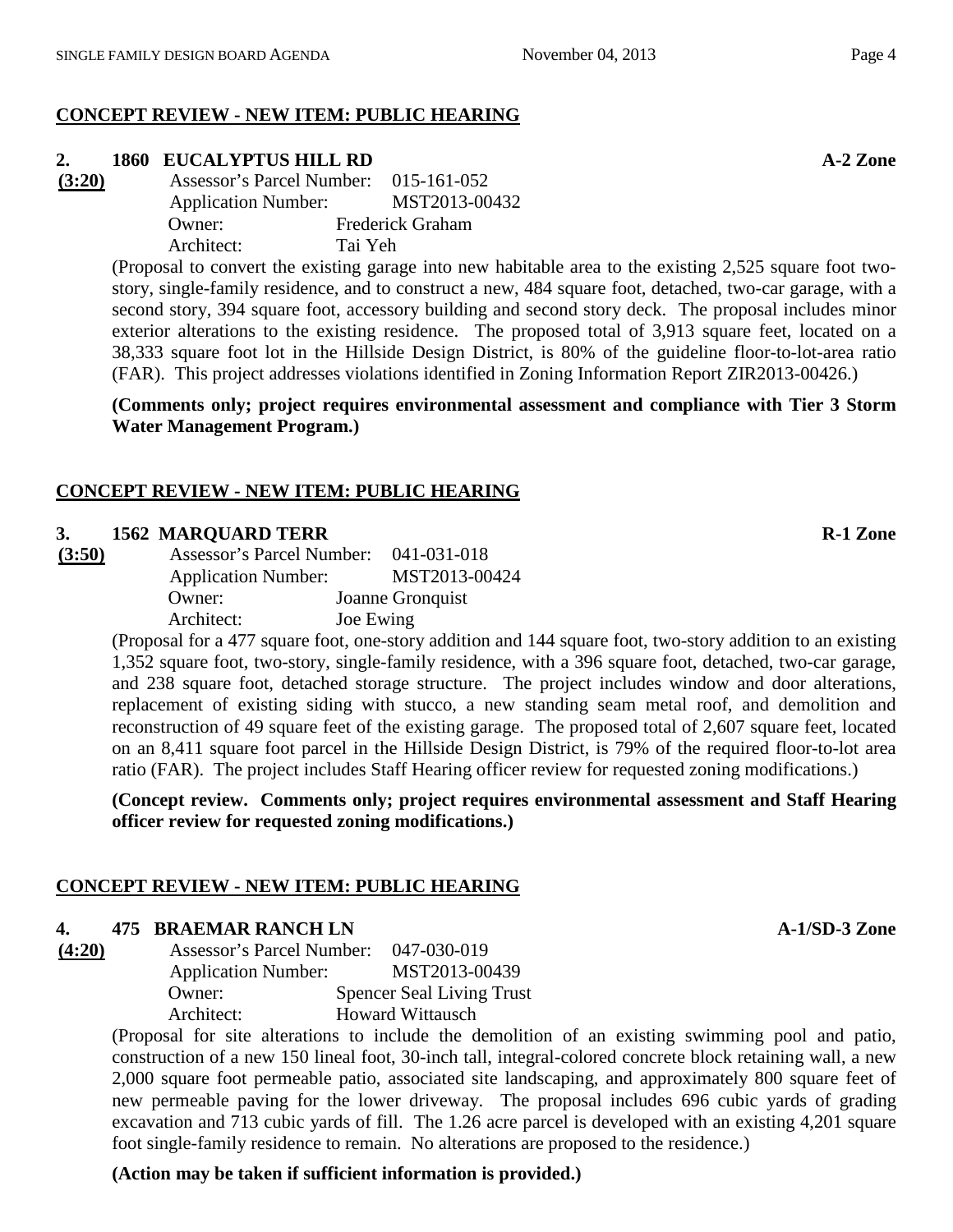## CONCEPT REVIEW - NEW ITEM: PUBLIC HEARING

**2. 1860 EUCALYPTUS HILL RD** **A-2 Zone**

**(3:20)**

Assessor's Parcel Number: 015-161-052
Application Number: MST2013-00432
Owner: Frederick Graham
Architect: Tai Yeh

(Proposal to convert the existing garage into new habitable area to the existing 2,525 square foot two-story, single-family residence, and to construct a new, 484 square foot, detached, two-car garage, with a second story, 394 square foot, accessory building and second story deck. The proposal includes minor exterior alterations to the existing residence. The proposed total of 3,913 square feet, located on a 38,333 square foot lot in the Hillside Design District, is 80% of the guideline floor-to-lot-area ratio (FAR). This project addresses violations identified in Zoning Information Report ZIR2013-00426.)

**(Comments only; project requires environmental assessment and compliance with Tier 3 Storm Water Management Program.)**

## CONCEPT REVIEW - NEW ITEM: PUBLIC HEARING

**3. 1562 MARQUARD TERR** **R-1 Zone**

**(3:50)**

Assessor's Parcel Number: 041-031-018
Application Number: MST2013-00424
Owner: Joanne Gronquist
Architect: Joe Ewing

(Proposal for a 477 square foot, one-story addition and 144 square foot, two-story addition to an existing 1,352 square foot, two-story, single-family residence, with a 396 square foot, detached, two-car garage, and 238 square foot, detached storage structure. The project includes window and door alterations, replacement of existing siding with stucco, a new standing seam metal roof, and demolition and reconstruction of 49 square feet of the existing garage. The proposed total of 2,607 square feet, located on an 8,411 square foot parcel in the Hillside Design District, is 79% of the required floor-to-lot area ratio (FAR). The project includes Staff Hearing officer review for requested zoning modifications.)

**(Concept review. Comments only; project requires environmental assessment and Staff Hearing officer review for requested zoning modifications.)**

## CONCEPT REVIEW - NEW ITEM: PUBLIC HEARING

**4. 475 BRAEMAR RANCH LN** **A-1/SD-3 Zone**

**(4:20)**

Assessor's Parcel Number: 047-030-019
Application Number: MST2013-00439
Owner: Spencer Seal Living Trust
Architect: Howard Wittausch

(Proposal for site alterations to include the demolition of an existing swimming pool and patio, construction of a new 150 lineal foot, 30-inch tall, integral-colored concrete block retaining wall, a new 2,000 square foot permeable patio, associated site landscaping, and approximately 800 square feet of new permeable paving for the lower driveway. The proposal includes 696 cubic yards of grading excavation and 713 cubic yards of fill. The 1.26 acre parcel is developed with an existing 4,201 square foot single-family residence to remain. No alterations are proposed to the residence.)

**(Action may be taken if sufficient information is provided.)**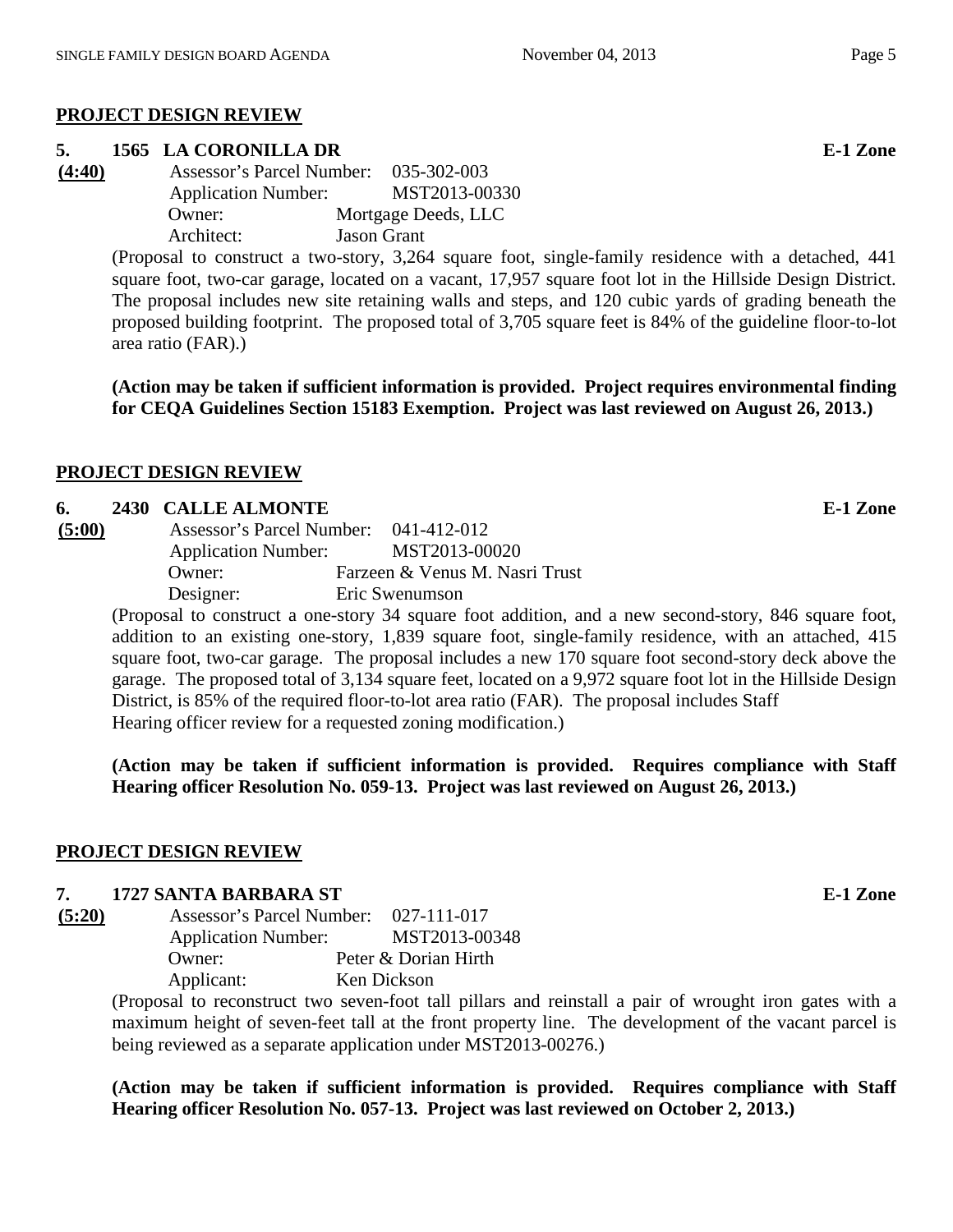## PROJECT DESIGN REVIEW

**5. 1565 LA CORONILLA DR** **E-1 Zone**

**(4:40)**

Assessor's Parcel Number: 035-302-003
Application Number: MST2013-00330
Owner: Mortgage Deeds, LLC
Architect: Jason Grant

(Proposal to construct a two-story, 3,264 square foot, single-family residence with a detached, 441 square foot, two-car garage, located on a vacant, 17,957 square foot lot in the Hillside Design District. The proposal includes new site retaining walls and steps, and 120 cubic yards of grading beneath the proposed building footprint. The proposed total of 3,705 square feet is 84% of the guideline floor-to-lot area ratio (FAR).)

**(Action may be taken if sufficient information is provided. Project requires environmental finding for CEQA Guidelines Section 15183 Exemption. Project was last reviewed on August 26, 2013.)**

## PROJECT DESIGN REVIEW

**6. 2430 CALLE ALMONTE** **E-1 Zone**

**(5:00)**

Assessor's Parcel Number: 041-412-012
Application Number: MST2013-00020
Owner: Farzeen & Venus M. Nasri Trust
Designer: Eric Swenumson

(Proposal to construct a one-story 34 square foot addition, and a new second-story, 846 square foot, addition to an existing one-story, 1,839 square foot, single-family residence, with an attached, 415 square foot, two-car garage. The proposal includes a new 170 square foot second-story deck above the garage. The proposed total of 3,134 square feet, located on a 9,972 square foot lot in the Hillside Design District, is 85% of the required floor-to-lot area ratio (FAR). The proposal includes Staff Hearing officer review for a requested zoning modification.)

**(Action may be taken if sufficient information is provided. Requires compliance with Staff Hearing officer Resolution No. 059-13. Project was last reviewed on August 26, 2013.)**

## PROJECT DESIGN REVIEW

**7. 1727 SANTA BARBARA ST** **E-1 Zone**

**(5:20)**

Assessor's Parcel Number: 027-111-017
Application Number: MST2013-00348
Owner: Peter & Dorian Hirth
Applicant: Ken Dickson

(Proposal to reconstruct two seven-foot tall pillars and reinstall a pair of wrought iron gates with a maximum height of seven-feet tall at the front property line. The development of the vacant parcel is being reviewed as a separate application under MST2013-00276.)

**(Action may be taken if sufficient information is provided. Requires compliance with Staff Hearing officer Resolution No. 057-13. Project was last reviewed on October 2, 2013.)**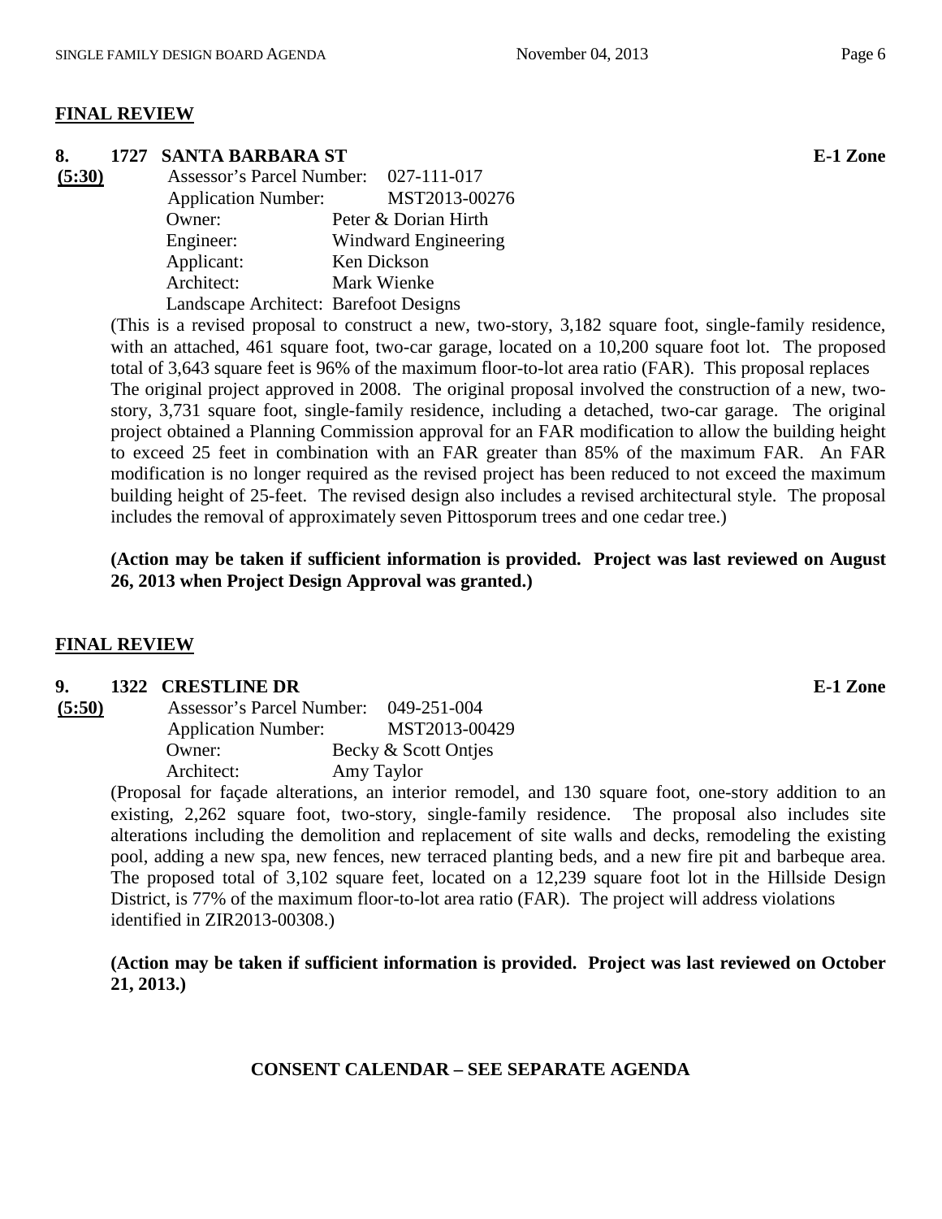## FINAL REVIEW

**8. 1727 SANTA BARBARA ST** **E-1 Zone**

**(5:30)**

Assessor's Parcel Number: 027-111-017
Application Number: MST2013-00276
Owner: Peter & Dorian Hirth
Engineer: Windward Engineering
Applicant: Ken Dickson
Architect: Mark Wienke
Landscape Architect: Barefoot Designs

(This is a revised proposal to construct a new, two-story, 3,182 square foot, single-family residence, with an attached, 461 square foot, two-car garage, located on a 10,200 square foot lot. The proposed total of 3,643 square feet is 96% of the maximum floor-to-lot area ratio (FAR). This proposal replaces The original project approved in 2008. The original proposal involved the construction of a new, two-story, 3,731 square foot, single-family residence, including a detached, two-car garage. The original project obtained a Planning Commission approval for an FAR modification to allow the building height to exceed 25 feet in combination with an FAR greater than 85% of the maximum FAR. An FAR modification is no longer required as the revised project has been reduced to not exceed the maximum building height of 25-feet. The revised design also includes a revised architectural style. The proposal includes the removal of approximately seven Pittosporum trees and one cedar tree.)

**(Action may be taken if sufficient information is provided. Project was last reviewed on August 26, 2013 when Project Design Approval was granted.)**

## FINAL REVIEW

**9. 1322 CRESTLINE DR** **E-1 Zone**

**(5:50)**

Assessor's Parcel Number: 049-251-004
Application Number: MST2013-00429
Owner: Becky & Scott Ontjes
Architect: Amy Taylor

(Proposal for façade alterations, an interior remodel, and 130 square foot, one-story addition to an existing, 2,262 square foot, two-story, single-family residence. The proposal also includes site alterations including the demolition and replacement of site walls and decks, remodeling the existing pool, adding a new spa, new fences, new terraced planting beds, and a new fire pit and barbeque area. The proposed total of 3,102 square feet, located on a 12,239 square foot lot in the Hillside Design District, is 77% of the maximum floor-to-lot area ratio (FAR). The project will address violations identified in ZIR2013-00308.)

**(Action may be taken if sufficient information is provided. Project was last reviewed on October 21, 2013.)**

**CONSENT CALENDAR – SEE SEPARATE AGENDA**